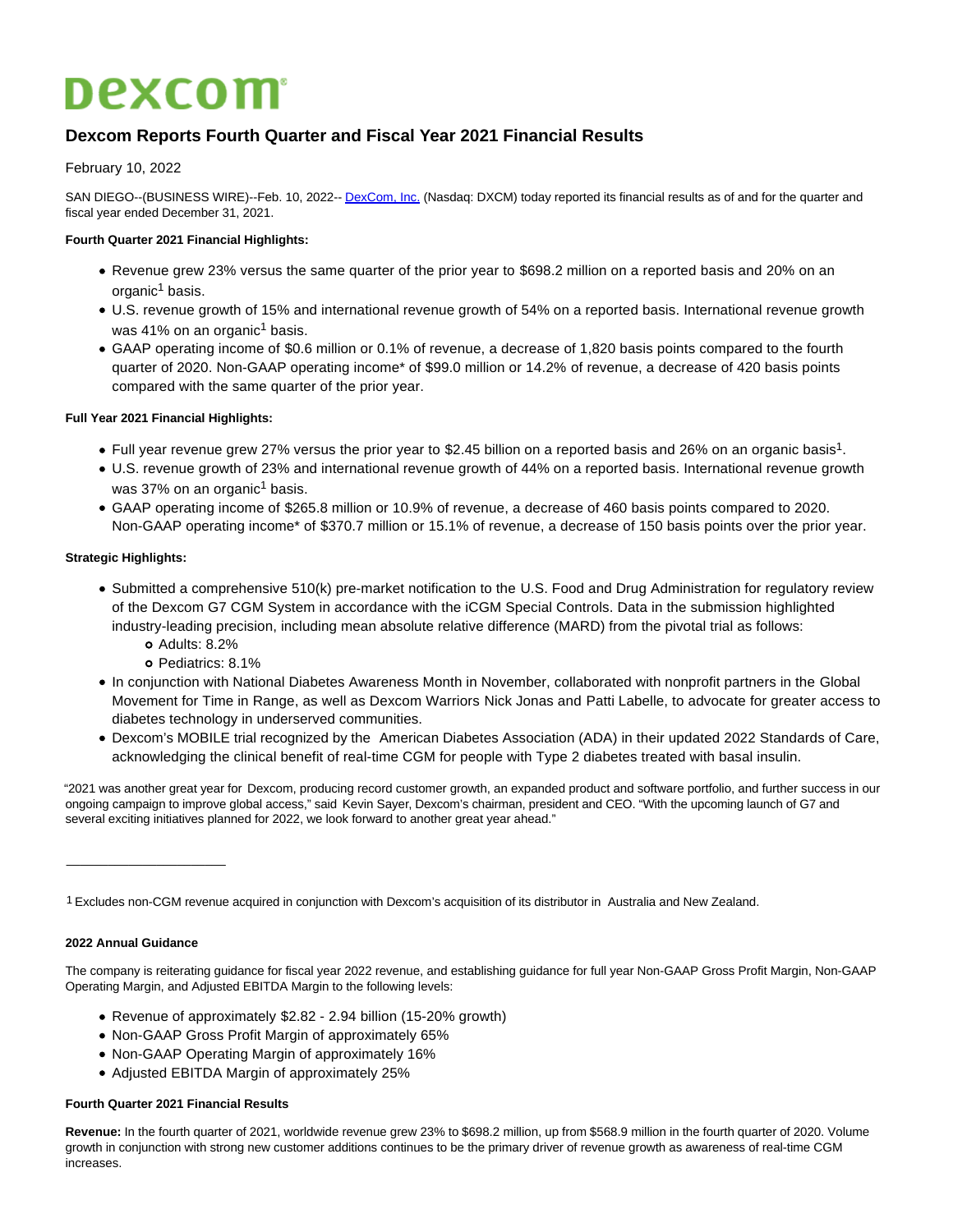# Dexcom

## Dexcom Reports Fourth Quarter and Fiscal Year 2021 Financial Results

February 10, 2022

SAN DIEGO--(BUSINESS WIRE)--Feb. 10, 2022-- DexCom, Inc. (Nasdaq: DXCM) today reported its financial results as of and for the quarter and fiscal year ended December 31, 2021.

**Fourth Quarter 2021 Financial Highlights:**

- Revenue grew 23% versus the same quarter of the prior year to $698.2 million on a reported basis and 20% on an organic[1] basis.
- U.S. revenue growth of 15% and international revenue growth of 54% on a reported basis. International revenue growth was 41% on an organic[1] basis.
- GAAP operating income of $0.6 million or 0.1% of revenue, a decrease of 1,820 basis points compared to the fourth quarter of 2020. Non-GAAP operating income* of $99.0 million or 14.2% of revenue, a decrease of 420 basis points compared with the same quarter of the prior year.

**Full Year 2021 Financial Highlights:**

- Full year revenue grew 27% versus the prior year to $2.45 billion on a reported basis and 26% on an organic basis[1].
- U.S. revenue growth of 23% and international revenue growth of 44% on a reported basis. International revenue growth was 37% on an organic[1] basis.
- GAAP operating income of $265.8 million or 10.9% of revenue, a decrease of 460 basis points compared to 2020. Non-GAAP operating income* of $370.7 million or 15.1% of revenue, a decrease of 150 basis points over the prior year.

**Strategic Highlights:**

- Submitted a comprehensive 510(k) pre-market notification to the U.S. Food and Drug Administration for regulatory review of the Dexcom G7 CGM System in accordance with the iCGM Special Controls. Data in the submission highlighted industry-leading precision, including mean absolute relative difference (MARD) from the pivotal trial as follows:
  - Adults: 8.2%
  - Pediatrics: 8.1%
- In conjunction with National Diabetes Awareness Month in November, collaborated with nonprofit partners in the Global Movement for Time in Range, as well as Dexcom Warriors Nick Jonas and Patti Labelle, to advocate for greater access to diabetes technology in underserved communities.
- Dexcom's MOBILE trial recognized by the American Diabetes Association (ADA) in their updated 2022 Standards of Care, acknowledging the clinical benefit of real-time CGM for people with Type 2 diabetes treated with basal insulin.

"2021 was another great year for Dexcom, producing record customer growth, an expanded product and software portfolio, and further success in our ongoing campaign to improve global access," said Kevin Sayer, Dexcom's chairman, president and CEO. "With the upcoming launch of G7 and several exciting initiatives planned for 2022, we look forward to another great year ahead."

---

[1] Excludes non-CGM revenue acquired in conjunction with Dexcom's acquisition of its distributor in Australia and New Zealand.

**2022 Annual Guidance**

The company is reiterating guidance for fiscal year 2022 revenue, and establishing guidance for full year Non-GAAP Gross Profit Margin, Non-GAAP Operating Margin, and Adjusted EBITDA Margin to the following levels:

- Revenue of approximately $2.82 - 2.94 billion (15-20% growth)
- Non-GAAP Gross Profit Margin of approximately 65%
- Non-GAAP Operating Margin of approximately 16%
- Adjusted EBITDA Margin of approximately 25%

**Fourth Quarter 2021 Financial Results**

**Revenue:** In the fourth quarter of 2021, worldwide revenue grew 23% to $698.2 million, up from $568.9 million in the fourth quarter of 2020. Volume growth in conjunction with strong new customer additions continues to be the primary driver of revenue growth as awareness of real-time CGM increases.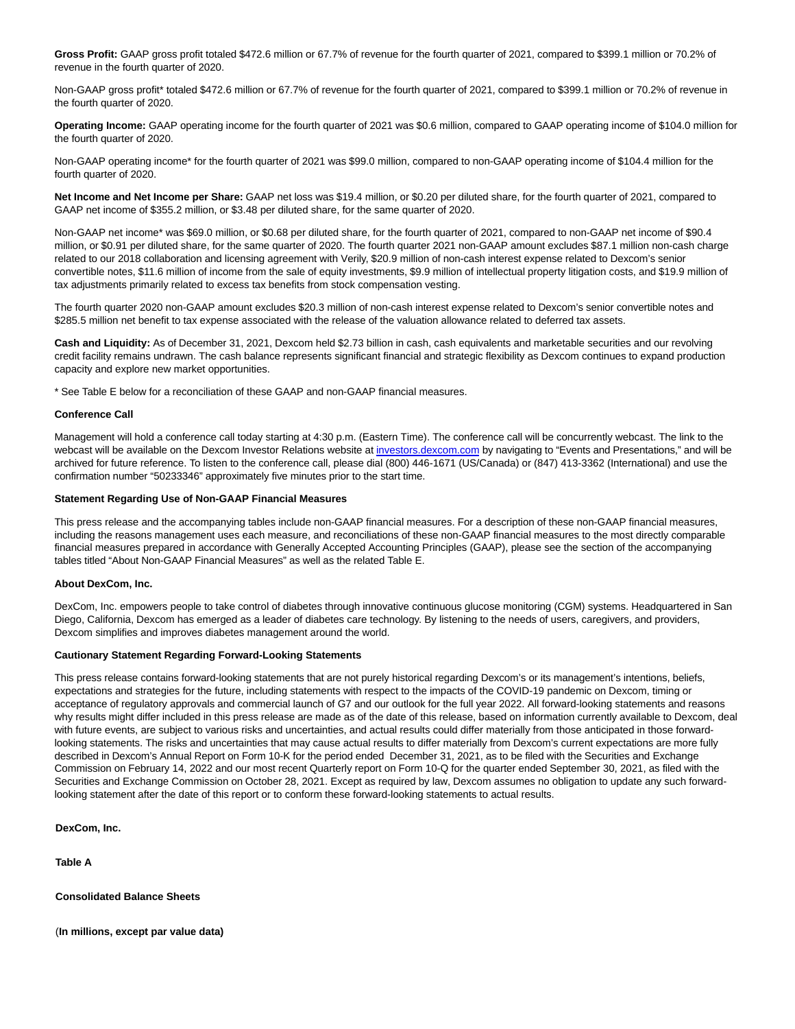**Gross Profit:** GAAP gross profit totaled $472.6 million or 67.7% of revenue for the fourth quarter of 2021, compared to $399.1 million or 70.2% of revenue in the fourth quarter of 2020.

Non-GAAP gross profit* totaled $472.6 million or 67.7% of revenue for the fourth quarter of 2021, compared to $399.1 million or 70.2% of revenue in the fourth quarter of 2020.

**Operating Income:** GAAP operating income for the fourth quarter of 2021 was $0.6 million, compared to GAAP operating income of $104.0 million for the fourth quarter of 2020.

Non-GAAP operating income* for the fourth quarter of 2021 was $99.0 million, compared to non-GAAP operating income of $104.4 million for the fourth quarter of 2020.

**Net Income and Net Income per Share:** GAAP net loss was $19.4 million, or $0.20 per diluted share, for the fourth quarter of 2021, compared to GAAP net income of $355.2 million, or $3.48 per diluted share, for the same quarter of 2020.

Non-GAAP net income* was $69.0 million, or $0.68 per diluted share, for the fourth quarter of 2021, compared to non-GAAP net income of $90.4 million, or $0.91 per diluted share, for the same quarter of 2020. The fourth quarter 2021 non-GAAP amount excludes $87.1 million non-cash charge related to our 2018 collaboration and licensing agreement with Verily, $20.9 million of non-cash interest expense related to Dexcom's senior convertible notes, $11.6 million of income from the sale of equity investments, $9.9 million of intellectual property litigation costs, and $19.9 million of tax adjustments primarily related to excess tax benefits from stock compensation vesting.

The fourth quarter 2020 non-GAAP amount excludes $20.3 million of non-cash interest expense related to Dexcom's senior convertible notes and $285.5 million net benefit to tax expense associated with the release of the valuation allowance related to deferred tax assets.

**Cash and Liquidity:** As of December 31, 2021, Dexcom held $2.73 billion in cash, cash equivalents and marketable securities and our revolving credit facility remains undrawn. The cash balance represents significant financial and strategic flexibility as Dexcom continues to expand production capacity and explore new market opportunities.

* See Table E below for a reconciliation of these GAAP and non-GAAP financial measures.

**Conference Call**

Management will hold a conference call today starting at 4:30 p.m. (Eastern Time). The conference call will be concurrently webcast. The link to the webcast will be available on the Dexcom Investor Relations website at investors.dexcom.com by navigating to "Events and Presentations," and will be archived for future reference. To listen to the conference call, please dial (800) 446-1671 (US/Canada) or (847) 413-3362 (International) and use the confirmation number "50233346" approximately five minutes prior to the start time.

**Statement Regarding Use of Non-GAAP Financial Measures**

This press release and the accompanying tables include non-GAAP financial measures. For a description of these non-GAAP financial measures, including the reasons management uses each measure, and reconciliations of these non-GAAP financial measures to the most directly comparable financial measures prepared in accordance with Generally Accepted Accounting Principles (GAAP), please see the section of the accompanying tables titled "About Non-GAAP Financial Measures" as well as the related Table E.

**About DexCom, Inc.**

DexCom, Inc. empowers people to take control of diabetes through innovative continuous glucose monitoring (CGM) systems. Headquartered in San Diego, California, Dexcom has emerged as a leader of diabetes care technology. By listening to the needs of users, caregivers, and providers, Dexcom simplifies and improves diabetes management around the world.

**Cautionary Statement Regarding Forward-Looking Statements**

This press release contains forward-looking statements that are not purely historical regarding Dexcom's or its management's intentions, beliefs, expectations and strategies for the future, including statements with respect to the impacts of the COVID-19 pandemic on Dexcom, timing or acceptance of regulatory approvals and commercial launch of G7 and our outlook for the full year 2022. All forward-looking statements and reasons why results might differ included in this press release are made as of the date of this release, based on information currently available to Dexcom, deal with future events, are subject to various risks and uncertainties, and actual results could differ materially from those anticipated in those forward-looking statements. The risks and uncertainties that may cause actual results to differ materially from Dexcom's current expectations are more fully described in Dexcom's Annual Report on Form 10-K for the period ended December 31, 2021, as to be filed with the Securities and Exchange Commission on February 14, 2022 and our most recent Quarterly report on Form 10-Q for the quarter ended September 30, 2021, as filed with the Securities and Exchange Commission on October 28, 2021. Except as required by law, Dexcom assumes no obligation to update any such forward-looking statement after the date of this report or to conform these forward-looking statements to actual results.

**DexCom, Inc.**

**Table A**

**Consolidated Balance Sheets**

(**In millions, except par value data)**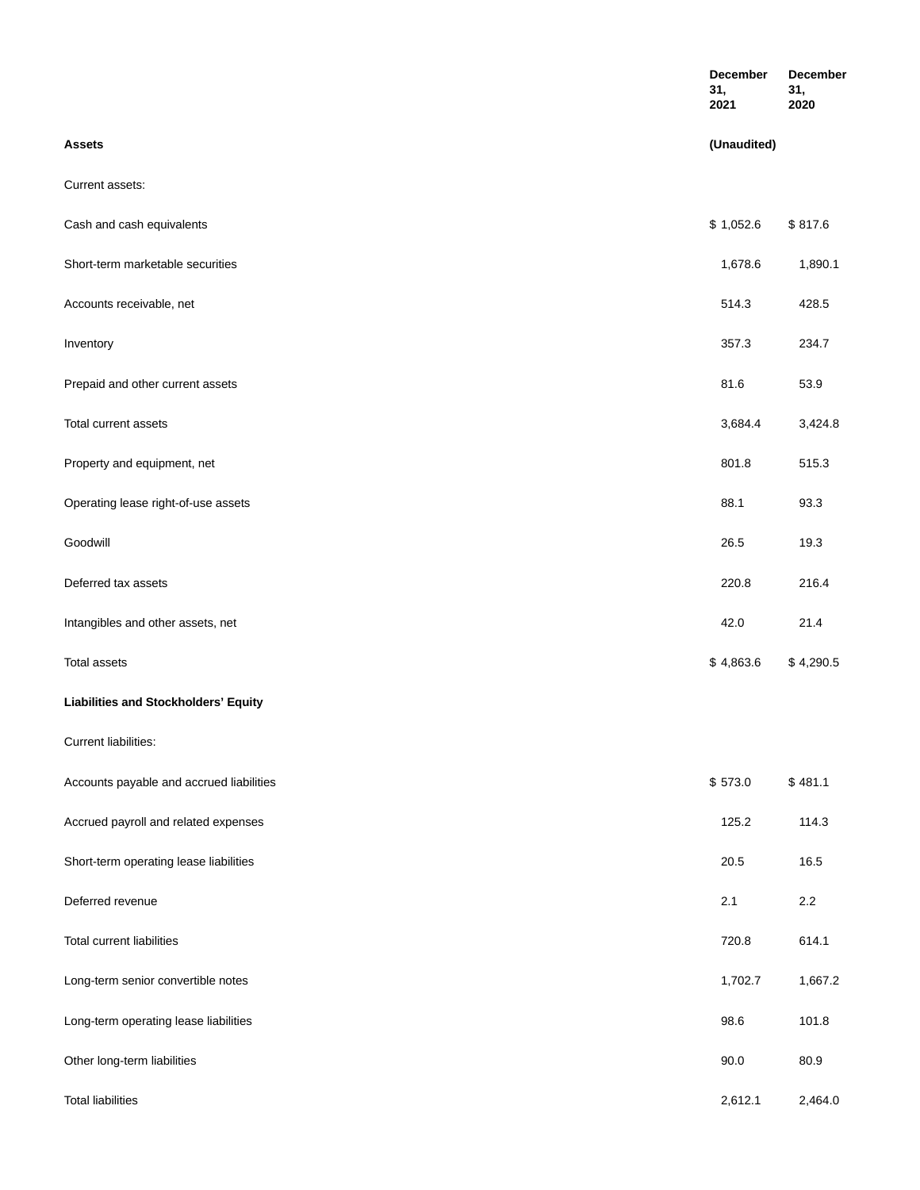| | December 31, 2021 | December 31, 2020 |
|---|---|---|
| **Assets** | **(Unaudited)** | |
| Current assets: | | |
| Cash and cash equivalents | $ 1,052.6 | $ 817.6 |
| Short-term marketable securities | 1,678.6 | 1,890.1 |
| Accounts receivable, net | 514.3 | 428.5 |
| Inventory | 357.3 | 234.7 |
| Prepaid and other current assets | 81.6 | 53.9 |
| Total current assets | 3,684.4 | 3,424.8 |
| Property and equipment, net | 801.8 | 515.3 |
| Operating lease right-of-use assets | 88.1 | 93.3 |
| Goodwill | 26.5 | 19.3 |
| Deferred tax assets | 220.8 | 216.4 |
| Intangibles and other assets, net | 42.0 | 21.4 |
| Total assets | $ 4,863.6 | $ 4,290.5 |
| **Liabilities and Stockholders' Equity** | | |
| Current liabilities: | | |
| Accounts payable and accrued liabilities | $ 573.0 | $ 481.1 |
| Accrued payroll and related expenses | 125.2 | 114.3 |
| Short-term operating lease liabilities | 20.5 | 16.5 |
| Deferred revenue | 2.1 | 2.2 |
| Total current liabilities | 720.8 | 614.1 |
| Long-term senior convertible notes | 1,702.7 | 1,667.2 |
| Long-term operating lease liabilities | 98.6 | 101.8 |
| Other long-term liabilities | 90.0 | 80.9 |
| Total liabilities | 2,612.1 | 2,464.0 |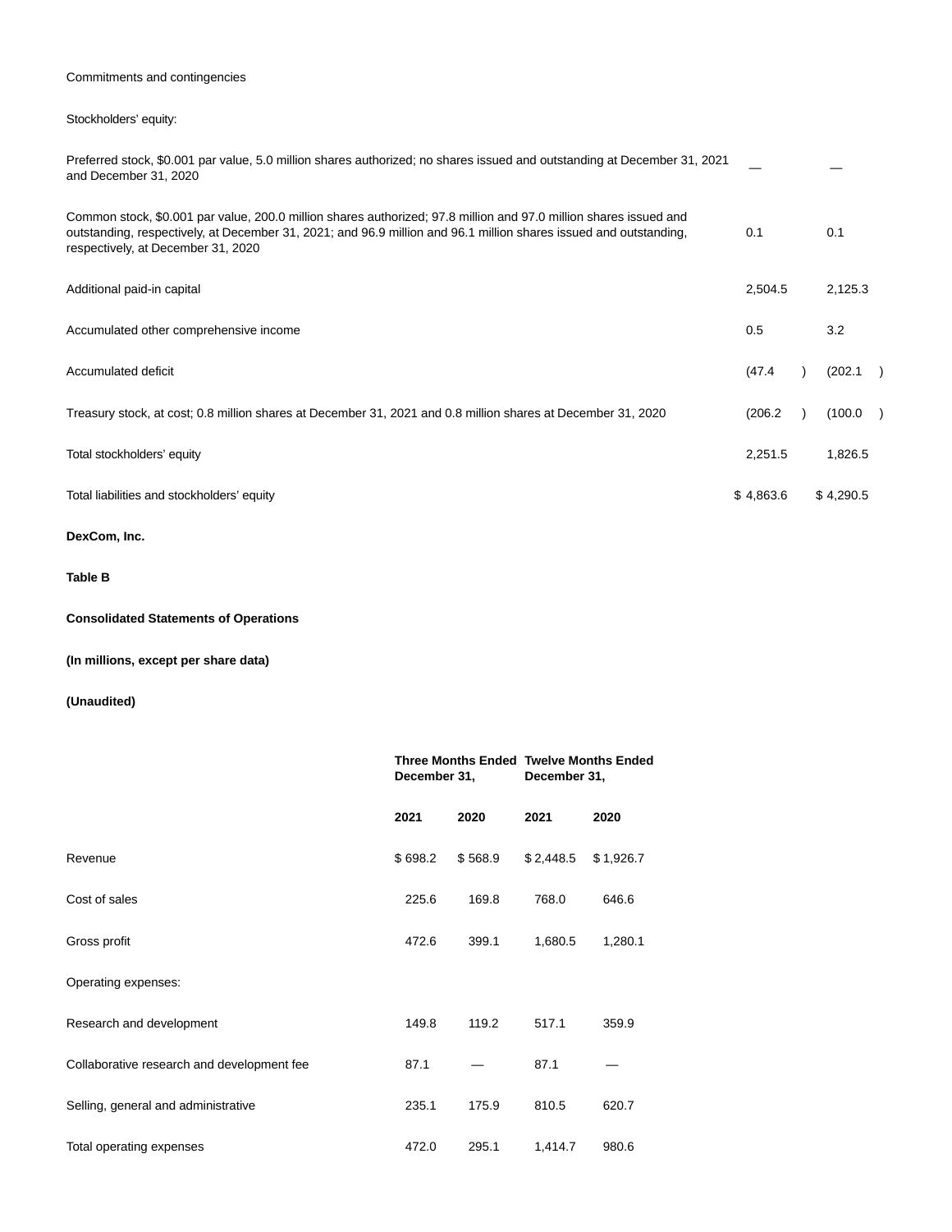| | | |
|---|---|---|
| Commitments and contingencies | | |
| Stockholders' equity: | | |
| Preferred stock, $0.001 par value, 5.0 million shares authorized; no shares issued and outstanding at December 31, 2021 and December 31, 2020 | — | — |
| Common stock, $0.001 par value, 200.0 million shares authorized; 97.8 million and 97.0 million shares issued and outstanding, respectively, at December 31, 2021; and 96.9 million and 96.1 million shares issued and outstanding, respectively, at December 31, 2020 | 0.1 | 0.1 |
| Additional paid-in capital | 2,504.5 | 2,125.3 |
| Accumulated other comprehensive income | 0.5 | 3.2 |
| Accumulated deficit | (47.4) | (202.1) |
| Treasury stock, at cost; 0.8 million shares at December 31, 2021 and 0.8 million shares at December 31, 2020 | (206.2) | (100.0) |
| Total stockholders' equity | 2,251.5 | 1,826.5 |
| Total liabilities and stockholders' equity | $ 4,863.6 | $ 4,290.5 |

**DexCom, Inc.**

**Table B**

**Consolidated Statements of Operations**

**(In millions, except per share data)**

**(Unaudited)**

| | **Three Months Ended December 31,** | | **Twelve Months Ended December 31,** | |
|---|---|---|---|---|
| | **2021** | **2020** | **2021** | **2020** |
| Revenue | $ 698.2 | $ 568.9 | $ 2,448.5 | $ 1,926.7 |
| Cost of sales | 225.6 | 169.8 | 768.0 | 646.6 |
| Gross profit | 472.6 | 399.1 | 1,680.5 | 1,280.1 |
| Operating expenses: | | | | |
| Research and development | 149.8 | 119.2 | 517.1 | 359.9 |
| Collaborative research and development fee | 87.1 | — | 87.1 | — |
| Selling, general and administrative | 235.1 | 175.9 | 810.5 | 620.7 |
| Total operating expenses | 472.0 | 295.1 | 1,414.7 | 980.6 |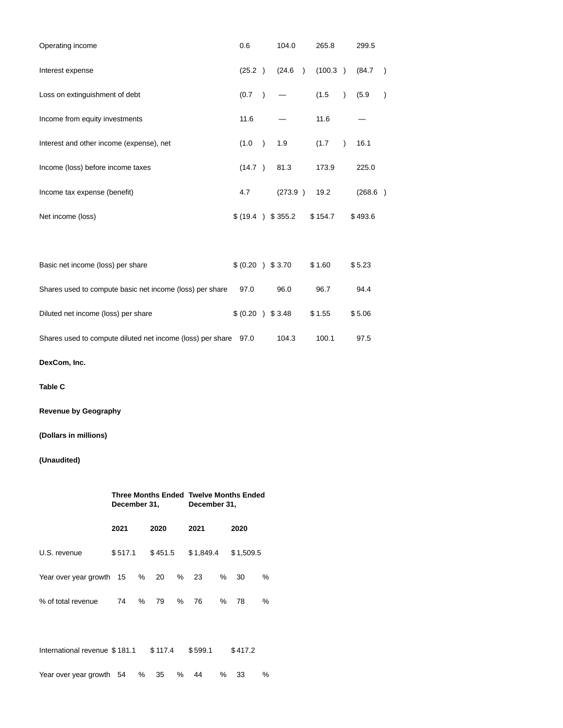| | | | | |
|---|---|---|---|---|
| Operating income | 0.6 | 104.0 | 265.8 | 299.5 |
| Interest expense | (25.2 ) | (24.6 ) | (100.3 ) | (84.7 ) |
| Loss on extinguishment of debt | (0.7 ) | — | (1.5 ) | (5.9 ) |
| Income from equity investments | 11.6 | — | 11.6 | — |
| Interest and other income (expense), net | (1.0 ) | 1.9 | (1.7 ) | 16.1 |
| Income (loss) before income taxes | (14.7 ) | 81.3 | 173.9 | 225.0 |
| Income tax expense (benefit) | 4.7 | (273.9 ) | 19.2 | (268.6 ) |
| Net income (loss) | $ (19.4 ) | $ 355.2 | $ 154.7 | $ 493.6 |
| | | | | |
| Basic net income (loss) per share | $ (0.20 ) | $ 3.70 | $ 1.60 | $ 5.23 |
| Shares used to compute basic net income (loss) per share | 97.0 | 96.0 | 96.7 | 94.4 |
| Diluted net income (loss) per share | $ (0.20 ) | $ 3.48 | $ 1.55 | $ 5.06 |
| Shares used to compute diluted net income (loss) per share | 97.0 | 104.3 | 100.1 | 97.5 |

**DexCom, Inc.**

**Table C**

**Revenue by Geography**

**(Dollars in millions)**

**(Unaudited)**

| | **Three Months Ended December 31,** | | **Twelve Months Ended December 31,** | |
|---|---|---|---|---|
| | **2021** | **2020** | **2021** | **2020** |
| U.S. revenue | $ 517.1 | $ 451.5 | $ 1,849.4 | $ 1,509.5 |
| Year over year growth | 15 % | 20 % | 23 % | 30 % |
| % of total revenue | 74 % | 79 % | 76 % | 78 % |
| | | | | |
| International revenue | $ 181.1 | $ 117.4 | $ 599.1 | $ 417.2 |
| Year over year growth | 54 % | 35 % | 44 % | 33 % |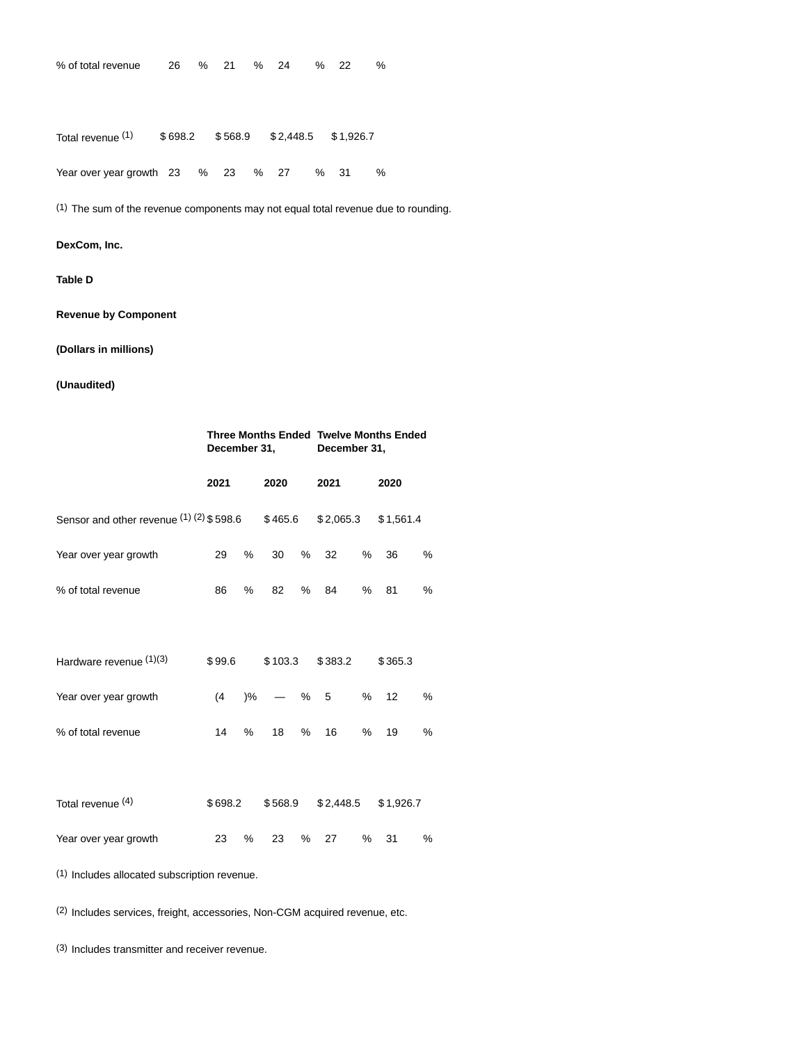| | | | | |
|---|---|---|---|---|
| % of total revenue | 26 % | 21 % | 24 % | 22 % |
| | | | | |
| Total revenue [1] | $ 698.2 | $ 568.9 | $ 2,448.5 | $ 1,926.7 |
| Year over year growth | 23 % | 23 % | 27 % | 31 % |

[1] The sum of the revenue components may not equal total revenue due to rounding.

**DexCom, Inc.**

**Table D**

**Revenue by Component**

**(Dollars in millions)**

**(Unaudited)**

| | Three Months Ended December 31, | | Twelve Months Ended December 31, | |
|---|---|---|---|---|
| | **2021** | **2020** | **2021** | **2020** |
| Sensor and other revenue [1] [2] | $ 598.6 | $ 465.6 | $ 2,065.3 | $ 1,561.4 |
| Year over year growth | 29 % | 30 % | 32 % | 36 % |
| % of total revenue | 86 % | 82 % | 84 % | 81 % |
| | | | | |
| Hardware revenue [1][3] | $ 99.6 | $ 103.3 | $ 383.2 | $ 365.3 |
| Year over year growth | (4 )% | — % | 5 % | 12 % |
| % of total revenue | 14 % | 18 % | 16 % | 19 % |
| | | | | |
| Total revenue [4] | $ 698.2 | $ 568.9 | $ 2,448.5 | $ 1,926.7 |
| Year over year growth | 23 % | 23 % | 27 % | 31 % |

[1] Includes allocated subscription revenue.

[2] Includes services, freight, accessories, Non-CGM acquired revenue, etc.

[3] Includes transmitter and receiver revenue.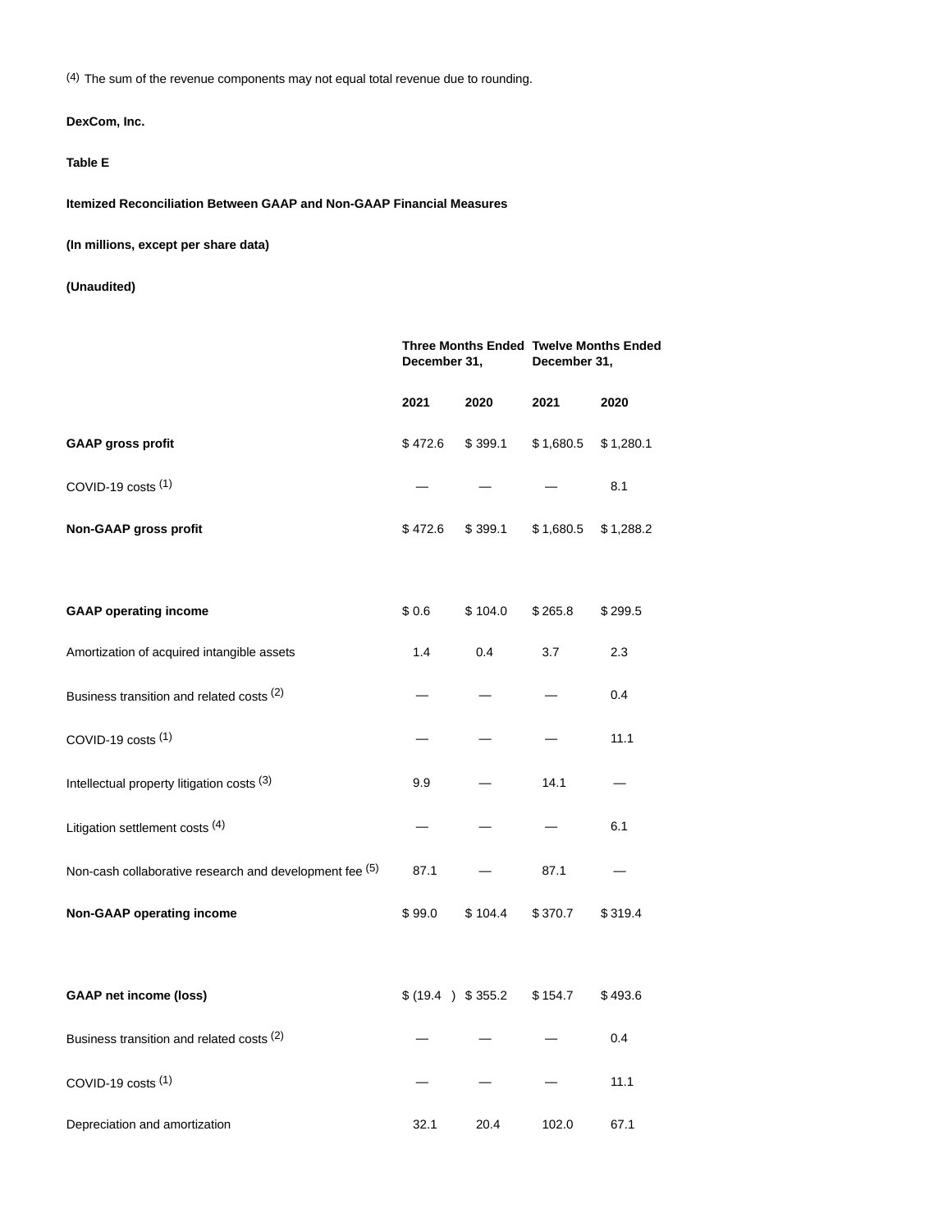[4] The sum of the revenue components may not equal total revenue due to rounding.

**DexCom, Inc.**

**Table E**

**Itemized Reconciliation Between GAAP and Non-GAAP Financial Measures**

**(In millions, except per share data)**

**(Unaudited)**

| | **Three Months Ended December 31,** | | **Twelve Months Ended December 31,** | |
|---|---|---|---|---|
| | **2021** | **2020** | **2021** | **2020** |
| **GAAP gross profit** | $ 472.6 | $ 399.1 | $ 1,680.5 | $ 1,280.1 |
| COVID-19 costs [1] | — | — | — | 8.1 |
| **Non-GAAP gross profit** | $ 472.6 | $ 399.1 | $ 1,680.5 | $ 1,288.2 |
| | | | | |
| **GAAP operating income** | $ 0.6 | $ 104.0 | $ 265.8 | $ 299.5 |
| Amortization of acquired intangible assets | 1.4 | 0.4 | 3.7 | 2.3 |
| Business transition and related costs [2] | — | — | — | 0.4 |
| COVID-19 costs [1] | — | — | — | 11.1 |
| Intellectual property litigation costs [3] | 9.9 | — | 14.1 | — |
| Litigation settlement costs [4] | — | — | — | 6.1 |
| Non-cash collaborative research and development fee [5] | 87.1 | — | 87.1 | — |
| **Non-GAAP operating income** | $ 99.0 | $ 104.4 | $ 370.7 | $ 319.4 |
| | | | | |
| **GAAP net income (loss)** | $ (19.4 ) | $ 355.2 | $ 154.7 | $ 493.6 |
| Business transition and related costs [2] | — | — | — | 0.4 |
| COVID-19 costs [1] | — | — | — | 11.1 |
| Depreciation and amortization | 32.1 | 20.4 | 102.0 | 67.1 |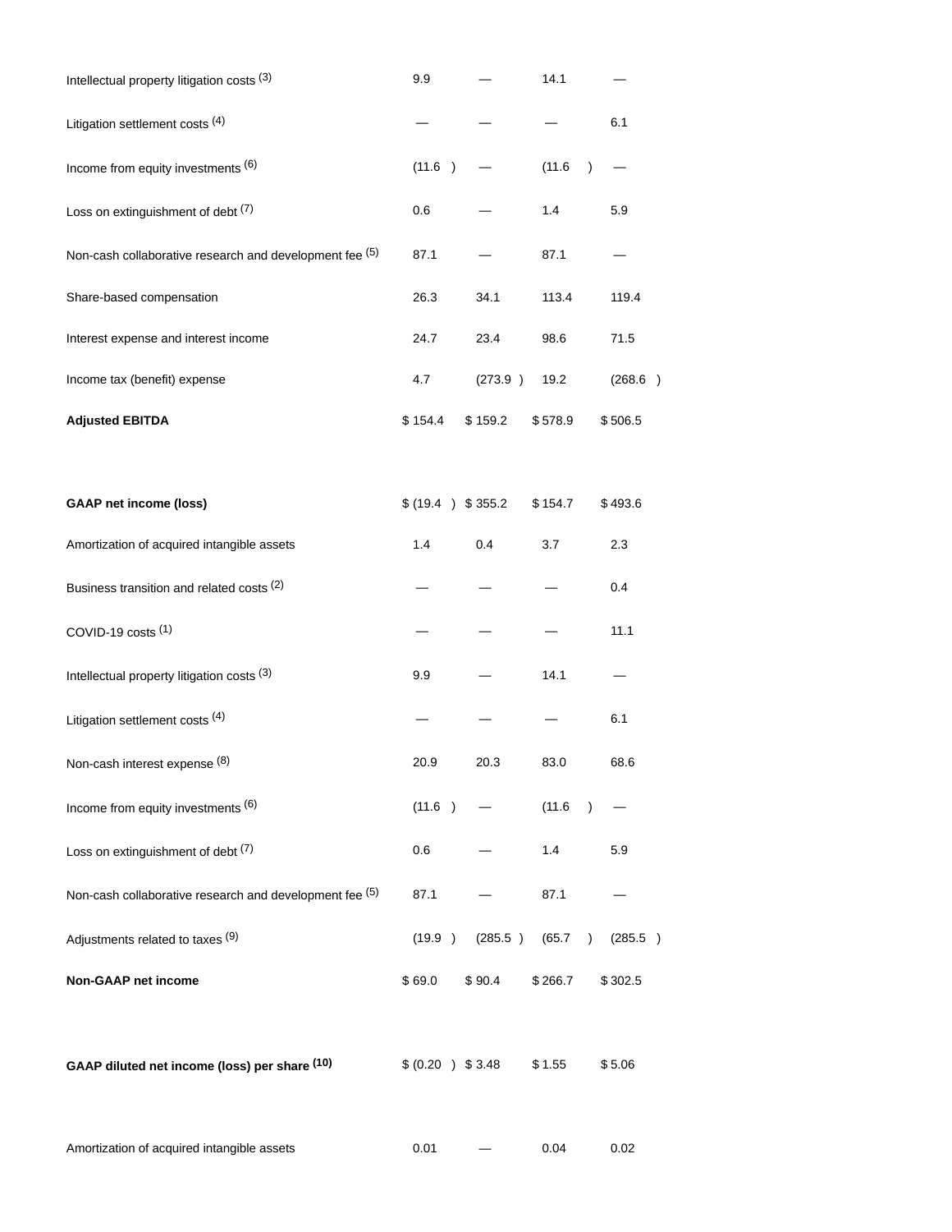| | | | | |
|---|---|---|---|---|
| Intellectual property litigation costs (3) | 9.9 | — | 14.1 | — |
| Litigation settlement costs (4) | — | — | — | 6.1 |
| Income from equity investments (6) | (11.6 ) | — | (11.6 ) | — |
| Loss on extinguishment of debt (7) | 0.6 | — | 1.4 | 5.9 |
| Non-cash collaborative research and development fee (5) | 87.1 | — | 87.1 | — |
| Share-based compensation | 26.3 | 34.1 | 113.4 | 119.4 |
| Interest expense and interest income | 24.7 | 23.4 | 98.6 | 71.5 |
| Income tax (benefit) expense | 4.7 | (273.9 ) | 19.2 | (268.6 ) |
| **Adjusted EBITDA** | $ 154.4 | $ 159.2 | $ 578.9 | $ 506.5 |

| | | | | |
|---|---|---|---|---|
| **GAAP net income (loss)** | $ (19.4 ) | $ 355.2 | $ 154.7 | $ 493.6 |
| Amortization of acquired intangible assets | 1.4 | 0.4 | 3.7 | 2.3 |
| Business transition and related costs (2) | — | — | — | 0.4 |
| COVID-19 costs (1) | — | — | — | 11.1 |
| Intellectual property litigation costs (3) | 9.9 | — | 14.1 | — |
| Litigation settlement costs (4) | — | — | — | 6.1 |
| Non-cash interest expense (8) | 20.9 | 20.3 | 83.0 | 68.6 |
| Income from equity investments (6) | (11.6 ) | — | (11.6 ) | — |
| Loss on extinguishment of debt (7) | 0.6 | — | 1.4 | 5.9 |
| Non-cash collaborative research and development fee (5) | 87.1 | — | 87.1 | — |
| Adjustments related to taxes (9) | (19.9 ) | (285.5 ) | (65.7 ) | (285.5 ) |
| **Non-GAAP net income** | $ 69.0 | $ 90.4 | $ 266.7 | $ 302.5 |

| | | | | |
|---|---|---|---|---|
| **GAAP diluted net income (loss) per share (10)** | $ (0.20 ) | $ 3.48 | $ 1.55 | $ 5.06 |
| Amortization of acquired intangible assets | 0.01 | — | 0.04 | 0.02 |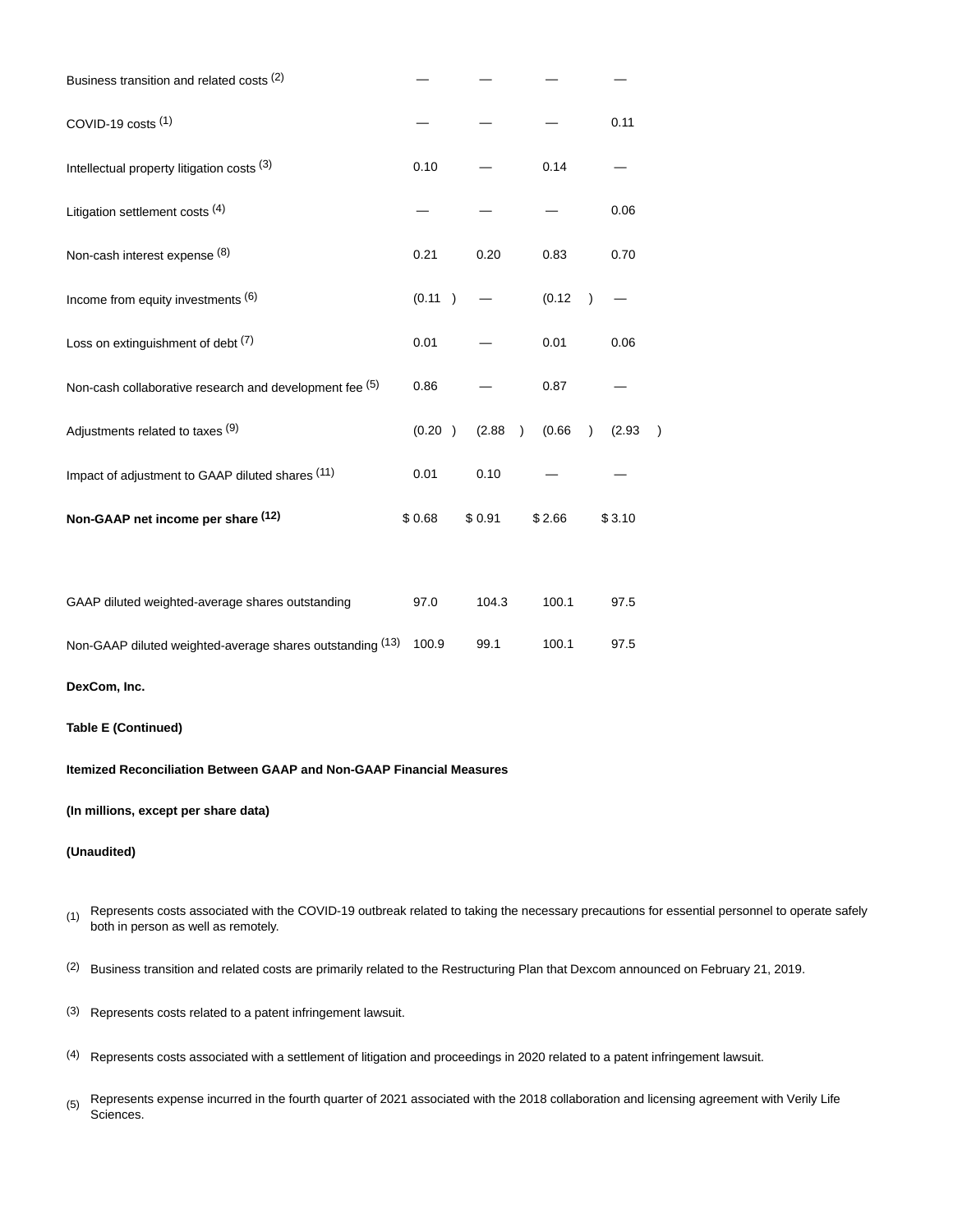| | | | | |
|---|---|---|---|---|
| Business transition and related costs [2] | — | — | — | — |
| COVID-19 costs [1] | — | — | — | 0.11 |
| Intellectual property litigation costs [3] | 0.10 | — | 0.14 | — |
| Litigation settlement costs [4] | — | — | — | 0.06 |
| Non-cash interest expense [8] | 0.21 | 0.20 | 0.83 | 0.70 |
| Income from equity investments [6] | (0.11 ) | — | (0.12 ) | — |
| Loss on extinguishment of debt [7] | 0.01 | — | 0.01 | 0.06 |
| Non-cash collaborative research and development fee [5] | 0.86 | — | 0.87 | — |
| Adjustments related to taxes [9] | (0.20 ) | (2.88 ) | (0.66 ) | (2.93 ) |
| Impact of adjustment to GAAP diluted shares [11] | 0.01 | 0.10 | — | — |
| **Non-GAAP net income per share [12]** | $ 0.68 | $ 0.91 | $ 2.66 | $ 3.10 |
| | | | | |
| GAAP diluted weighted-average shares outstanding | 97.0 | 104.3 | 100.1 | 97.5 |
| Non-GAAP diluted weighted-average shares outstanding [13] | 100.9 | 99.1 | 100.1 | 97.5 |

**DexCom, Inc.**

**Table E (Continued)**

**Itemized Reconciliation Between GAAP and Non-GAAP Financial Measures**

**(In millions, except per share data)**

**(Unaudited)**

(1) Represents costs associated with the COVID-19 outbreak related to taking the necessary precautions for essential personnel to operate safely both in person as well as remotely.

(2) Business transition and related costs are primarily related to the Restructuring Plan that Dexcom announced on February 21, 2019.

(3) Represents costs related to a patent infringement lawsuit.

(4) Represents costs associated with a settlement of litigation and proceedings in 2020 related to a patent infringement lawsuit.

(5) Represents expense incurred in the fourth quarter of 2021 associated with the 2018 collaboration and licensing agreement with Verily Life Sciences.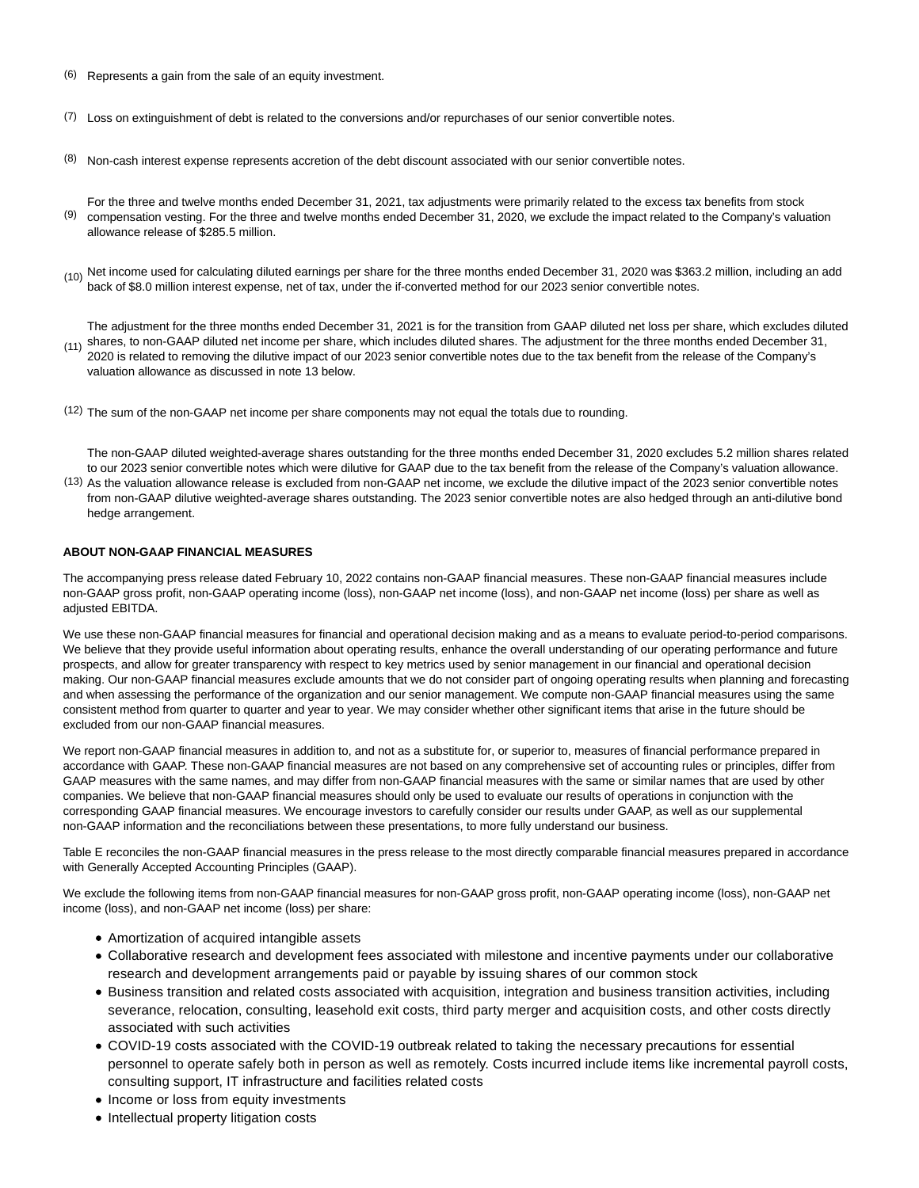(6) Represents a gain from the sale of an equity investment.

(7) Loss on extinguishment of debt is related to the conversions and/or repurchases of our senior convertible notes.

(8) Non-cash interest expense represents accretion of the debt discount associated with our senior convertible notes.

(9) For the three and twelve months ended December 31, 2021, tax adjustments were primarily related to the excess tax benefits from stock compensation vesting. For the three and twelve months ended December 31, 2020, we exclude the impact related to the Company's valuation allowance release of $285.5 million.

(10) Net income used for calculating diluted earnings per share for the three months ended December 31, 2020 was $363.2 million, including an add back of $8.0 million interest expense, net of tax, under the if-converted method for our 2023 senior convertible notes.

(11) The adjustment for the three months ended December 31, 2021 is for the transition from GAAP diluted net loss per share, which excludes diluted shares, to non-GAAP diluted net income per share, which includes diluted shares. The adjustment for the three months ended December 31, 2020 is related to removing the dilutive impact of our 2023 senior convertible notes due to the tax benefit from the release of the Company's valuation allowance as discussed in note 13 below.

(12) The sum of the non-GAAP net income per share components may not equal the totals due to rounding.

(13) The non-GAAP diluted weighted-average shares outstanding for the three months ended December 31, 2020 excludes 5.2 million shares related to our 2023 senior convertible notes which were dilutive for GAAP due to the tax benefit from the release of the Company's valuation allowance. As the valuation allowance release is excluded from non-GAAP net income, we exclude the dilutive impact of the 2023 senior convertible notes from non-GAAP dilutive weighted-average shares outstanding. The 2023 senior convertible notes are also hedged through an anti-dilutive bond hedge arrangement.

**ABOUT NON-GAAP FINANCIAL MEASURES**

The accompanying press release dated February 10, 2022 contains non-GAAP financial measures. These non-GAAP financial measures include non-GAAP gross profit, non-GAAP operating income (loss), non-GAAP net income (loss), and non-GAAP net income (loss) per share as well as adjusted EBITDA.

We use these non-GAAP financial measures for financial and operational decision making and as a means to evaluate period-to-period comparisons. We believe that they provide useful information about operating results, enhance the overall understanding of our operating performance and future prospects, and allow for greater transparency with respect to key metrics used by senior management in our financial and operational decision making. Our non-GAAP financial measures exclude amounts that we do not consider part of ongoing operating results when planning and forecasting and when assessing the performance of the organization and our senior management. We compute non-GAAP financial measures using the same consistent method from quarter to quarter and year to year. We may consider whether other significant items that arise in the future should be excluded from our non-GAAP financial measures.

We report non-GAAP financial measures in addition to, and not as a substitute for, or superior to, measures of financial performance prepared in accordance with GAAP. These non-GAAP financial measures are not based on any comprehensive set of accounting rules or principles, differ from GAAP measures with the same names, and may differ from non-GAAP financial measures with the same or similar names that are used by other companies. We believe that non-GAAP financial measures should only be used to evaluate our results of operations in conjunction with the corresponding GAAP financial measures. We encourage investors to carefully consider our results under GAAP, as well as our supplemental non-GAAP information and the reconciliations between these presentations, to more fully understand our business.

Table E reconciles the non-GAAP financial measures in the press release to the most directly comparable financial measures prepared in accordance with Generally Accepted Accounting Principles (GAAP).

We exclude the following items from non-GAAP financial measures for non-GAAP gross profit, non-GAAP operating income (loss), non-GAAP net income (loss), and non-GAAP net income (loss) per share:

- Amortization of acquired intangible assets
- Collaborative research and development fees associated with milestone and incentive payments under our collaborative research and development arrangements paid or payable by issuing shares of our common stock
- Business transition and related costs associated with acquisition, integration and business transition activities, including severance, relocation, consulting, leasehold exit costs, third party merger and acquisition costs, and other costs directly associated with such activities
- COVID-19 costs associated with the COVID-19 outbreak related to taking the necessary precautions for essential personnel to operate safely both in person as well as remotely. Costs incurred include items like incremental payroll costs, consulting support, IT infrastructure and facilities related costs
- Income or loss from equity investments
- Intellectual property litigation costs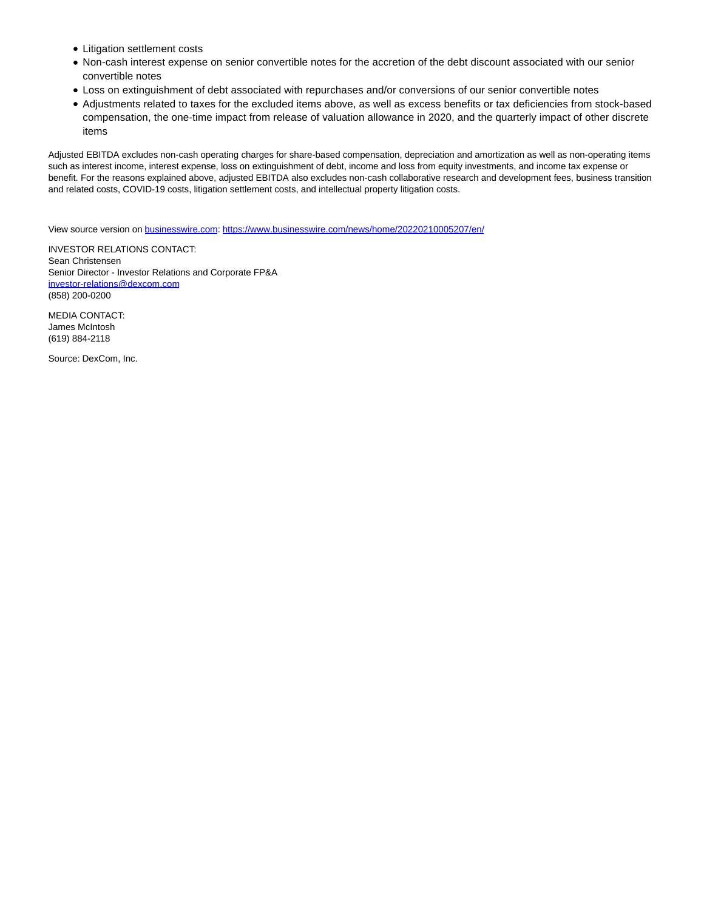- Litigation settlement costs
- Non-cash interest expense on senior convertible notes for the accretion of the debt discount associated with our senior convertible notes
- Loss on extinguishment of debt associated with repurchases and/or conversions of our senior convertible notes
- Adjustments related to taxes for the excluded items above, as well as excess benefits or tax deficiencies from stock-based compensation, the one-time impact from release of valuation allowance in 2020, and the quarterly impact of other discrete items

Adjusted EBITDA excludes non-cash operating charges for share-based compensation, depreciation and amortization as well as non-operating items such as interest income, interest expense, loss on extinguishment of debt, income and loss from equity investments, and income tax expense or benefit. For the reasons explained above, adjusted EBITDA also excludes non-cash collaborative research and development fees, business transition and related costs, COVID-19 costs, litigation settlement costs, and intellectual property litigation costs.

View source version on businesswire.com: https://www.businesswire.com/news/home/20220210005207/en/

INVESTOR RELATIONS CONTACT:
Sean Christensen
Senior Director - Investor Relations and Corporate FP&A
investor-relations@dexcom.com
(858) 200-0200

MEDIA CONTACT:
James McIntosh
(619) 884-2118

Source: DexCom, Inc.